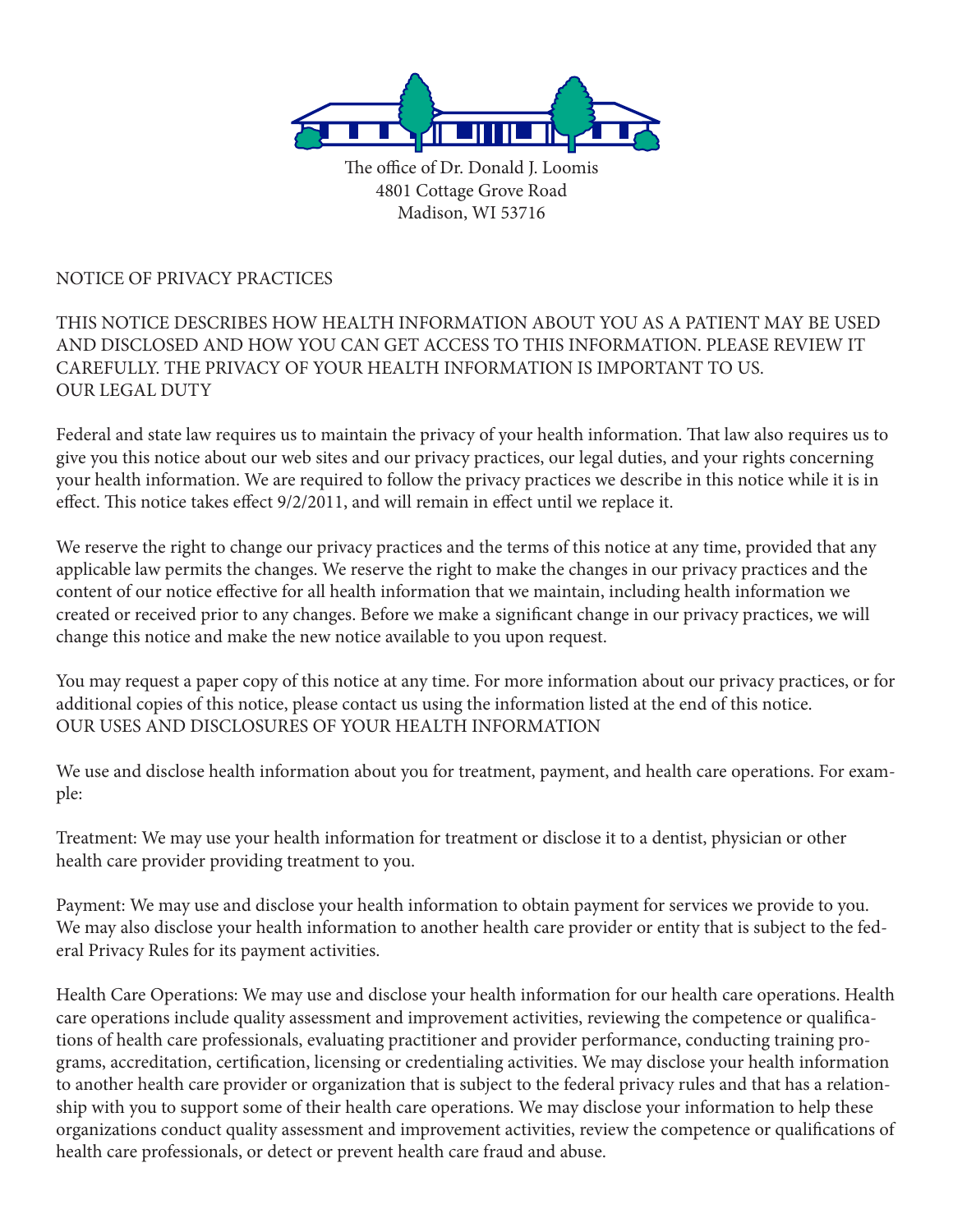The office of Dr. Donald J. Loomis
4801 Cottage Grove Road
Madison, WI 53716

# NOTICE OF PRIVACY PRACTICES

THIS NOTICE DESCRIBES HOW HEALTH INFORMATION ABOUT YOU AS A PATIENT MAY BE USED AND DISCLOSED AND HOW YOU CAN GET ACCESS TO THIS INFORMATION. PLEASE REVIEW IT CAREFULLY. THE PRIVACY OF YOUR HEALTH INFORMATION IS IMPORTANT TO US.

## OUR LEGAL DUTY

Federal and state law requires us to maintain the privacy of your health information. That law also requires us to give you this notice about our web sites and our privacy practices, our legal duties, and your rights concerning your health information. We are required to follow the privacy practices we describe in this notice while it is in effect. This notice takes effect 9/2/2011, and will remain in effect until we replace it.

We reserve the right to change our privacy practices and the terms of this notice at any time, provided that any applicable law permits the changes. We reserve the right to make the changes in our privacy practices and the content of our notice effective for all health information that we maintain, including health information we created or received prior to any changes. Before we make a significant change in our privacy practices, we will change this notice and make the new notice available to you upon request.

You may request a paper copy of this notice at any time. For more information about our privacy practices, or for additional copies of this notice, please contact us using the information listed at the end of this notice.

## OUR USES AND DISCLOSURES OF YOUR HEALTH INFORMATION

We use and disclose health information about you for treatment, payment, and health care operations. For example:

Treatment: We may use your health information for treatment or disclose it to a dentist, physician or other health care provider providing treatment to you.

Payment: We may use and disclose your health information to obtain payment for services we provide to you. We may also disclose your health information to another health care provider or entity that is subject to the federal Privacy Rules for its payment activities.

Health Care Operations: We may use and disclose your health information for our health care operations. Health care operations include quality assessment and improvement activities, reviewing the competence or qualifications of health care professionals, evaluating practitioner and provider performance, conducting training programs, accreditation, certification, licensing or credentialing activities. We may disclose your health information to another health care provider or organization that is subject to the federal privacy rules and that has a relationship with you to support some of their health care operations. We may disclose your information to help these organizations conduct quality assessment and improvement activities, review the competence or qualifications of health care professionals, or detect or prevent health care fraud and abuse.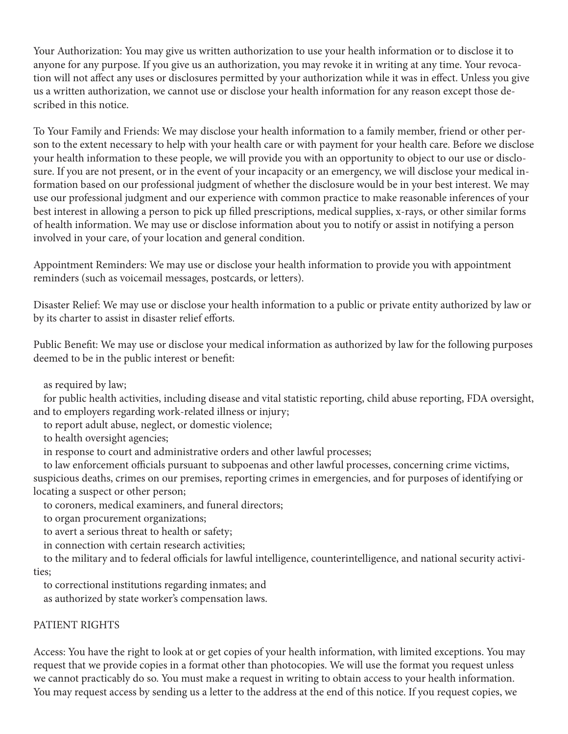Your Authorization: You may give us written authorization to use your health information or to disclose it to anyone for any purpose. If you give us an authorization, you may revoke it in writing at any time. Your revocation will not affect any uses or disclosures permitted by your authorization while it was in effect. Unless you give us a written authorization, we cannot use or disclose your health information for any reason except those described in this notice.

To Your Family and Friends: We may disclose your health information to a family member, friend or other person to the extent necessary to help with your health care or with payment for your health care. Before we disclose your health information to these people, we will provide you with an opportunity to object to our use or disclosure. If you are not present, or in the event of your incapacity or an emergency, we will disclose your medical information based on our professional judgment of whether the disclosure would be in your best interest. We may use our professional judgment and our experience with common practice to make reasonable inferences of your best interest in allowing a person to pick up filled prescriptions, medical supplies, x-rays, or other similar forms of health information. We may use or disclose information about you to notify or assist in notifying a person involved in your care, of your location and general condition.

Appointment Reminders: We may use or disclose your health information to provide you with appointment reminders (such as voicemail messages, postcards, or letters).

Disaster Relief: We may use or disclose your health information to a public or private entity authorized by law or by its charter to assist in disaster relief efforts.

Public Benefit: We may use or disclose your medical information as authorized by law for the following purposes deemed to be in the public interest or benefit:

- as required by law;
- for public health activities, including disease and vital statistic reporting, child abuse reporting, FDA oversight, and to employers regarding work-related illness or injury;
- to report adult abuse, neglect, or domestic violence;
- to health oversight agencies;
- in response to court and administrative orders and other lawful processes;
- to law enforcement officials pursuant to subpoenas and other lawful processes, concerning crime victims, suspicious deaths, crimes on our premises, reporting crimes in emergencies, and for purposes of identifying or locating a suspect or other person;
- to coroners, medical examiners, and funeral directors;
- to organ procurement organizations;
- to avert a serious threat to health or safety;
- in connection with certain research activities;
- to the military and to federal officials for lawful intelligence, counterintelligence, and national security activities;
- to correctional institutions regarding inmates; and
- as authorized by state worker's compensation laws.

## PATIENT RIGHTS

Access: You have the right to look at or get copies of your health information, with limited exceptions. You may request that we provide copies in a format other than photocopies. We will use the format you request unless we cannot practicably do so. You must make a request in writing to obtain access to your health information. You may request access by sending us a letter to the address at the end of this notice. If you request copies, we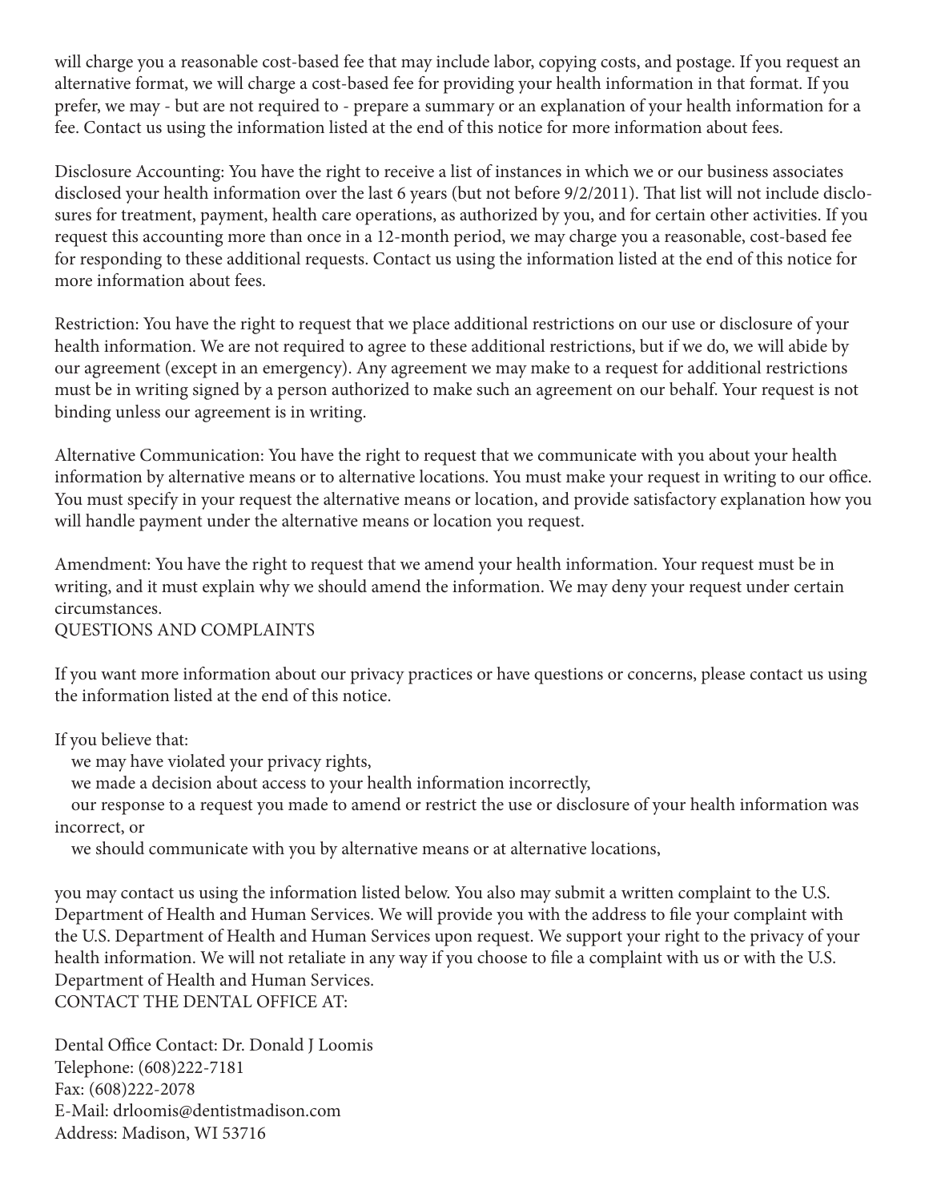will charge you a reasonable cost-based fee that may include labor, copying costs, and postage. If you request an alternative format, we will charge a cost-based fee for providing your health information in that format. If you prefer, we may - but are not required to - prepare a summary or an explanation of your health information for a fee. Contact us using the information listed at the end of this notice for more information about fees.

Disclosure Accounting: You have the right to receive a list of instances in which we or our business associates disclosed your health information over the last 6 years (but not before 9/2/2011). That list will not include disclosures for treatment, payment, health care operations, as authorized by you, and for certain other activities. If you request this accounting more than once in a 12-month period, we may charge you a reasonable, cost-based fee for responding to these additional requests. Contact us using the information listed at the end of this notice for more information about fees.

Restriction: You have the right to request that we place additional restrictions on our use or disclosure of your health information. We are not required to agree to these additional restrictions, but if we do, we will abide by our agreement (except in an emergency). Any agreement we may make to a request for additional restrictions must be in writing signed by a person authorized to make such an agreement on our behalf. Your request is not binding unless our agreement is in writing.

Alternative Communication: You have the right to request that we communicate with you about your health information by alternative means or to alternative locations. You must make your request in writing to our office. You must specify in your request the alternative means or location, and provide satisfactory explanation how you will handle payment under the alternative means or location you request.

Amendment: You have the right to request that we amend your health information. Your request must be in writing, and it must explain why we should amend the information. We may deny your request under certain circumstances.

QUESTIONS AND COMPLAINTS

If you want more information about our privacy practices or have questions or concerns, please contact us using the information listed at the end of this notice.

If you believe that:

- we may have violated your privacy rights,
- we made a decision about access to your health information incorrectly,
- our response to a request you made to amend or restrict the use or disclosure of your health information was incorrect, or
- we should communicate with you by alternative means or at alternative locations,

you may contact us using the information listed below. You also may submit a written complaint to the U.S. Department of Health and Human Services. We will provide you with the address to file your complaint with the U.S. Department of Health and Human Services upon request. We support your right to the privacy of your health information. We will not retaliate in any way if you choose to file a complaint with us or with the U.S. Department of Health and Human Services.

CONTACT THE DENTAL OFFICE AT:

Dental Office Contact: Dr. Donald J Loomis
Telephone: (608)222-7181
Fax: (608)222-2078
E-Mail: drloomis@dentistmadison.com
Address: Madison, WI 53716